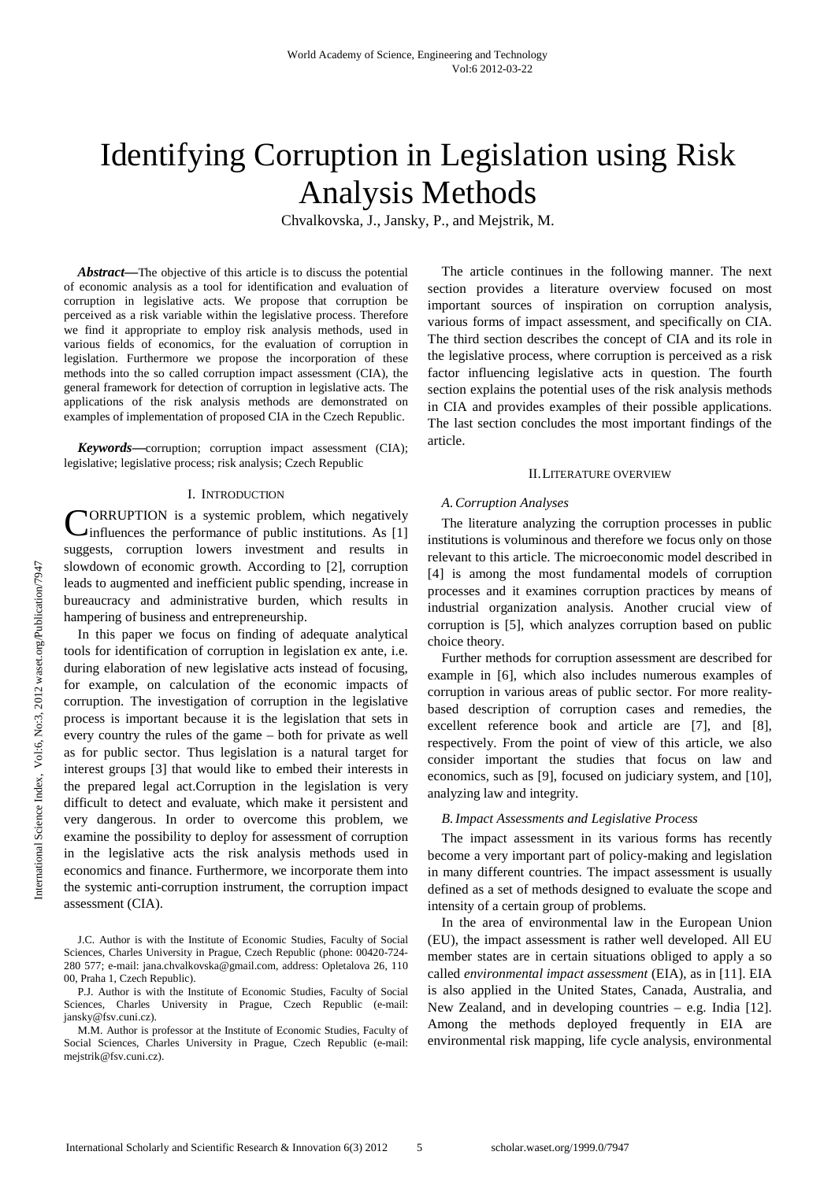# Identifying Corruption in Legislation using Risk Analysis Methods

Chvalkovska, J., Jansky, P., and Mejstrik, M.

***Abstract*—**The objective of this article is to discuss the potential of economic analysis as a tool for identification and evaluation of corruption in legislative acts. We propose that corruption be perceived as a risk variable within the legislative process. Therefore we find it appropriate to employ risk analysis methods, used in various fields of economics, for the evaluation of corruption in legislation. Furthermore we propose the incorporation of these methods into the so called corruption impact assessment (CIA), the general framework for detection of corruption in legislative acts. The applications of the risk analysis methods are demonstrated on examples of implementation of proposed CIA in the Czech Republic.

***Keywords*—**corruption; corruption impact assessment (CIA); legislative; legislative process; risk analysis; Czech Republic

## I. Introduction

CORRUPTION is a systemic problem, which negatively influences the performance of public institutions. As [1] suggests, corruption lowers investment and results in slowdown of economic growth. According to [2], corruption leads to augmented and inefficient public spending, increase in bureaucracy and administrative burden, which results in hampering of business and entrepreneurship.

In this paper we focus on finding of adequate analytical tools for identification of corruption in legislation ex ante, i.e. during elaboration of new legislative acts instead of focusing, for example, on calculation of the economic impacts of corruption. The investigation of corruption in the legislative process is important because it is the legislation that sets in every country the rules of the game – both for private as well as for public sector. Thus legislation is a natural target for interest groups [3] that would like to embed their interests in the prepared legal act.Corruption in the legislation is very difficult to detect and evaluate, which make it persistent and very dangerous. In order to overcome this problem, we examine the possibility to deploy for assessment of corruption in the legislative acts the risk analysis methods used in economics and finance. Furthermore, we incorporate them into the systemic anti-corruption instrument, the corruption impact assessment (CIA).

J.C. Author is with the Institute of Economic Studies, Faculty of Social Sciences, Charles University in Prague, Czech Republic (phone: 00420-724-280 577; e-mail: jana.chvalkovska@gmail.com, address: Opletalova 26, 110 00, Praha 1, Czech Republic).

P.J. Author is with the Institute of Economic Studies, Faculty of Social Sciences, Charles University in Prague, Czech Republic (e-mail: jansky@fsv.cuni.cz).

M.M. Author is professor at the Institute of Economic Studies, Faculty of Social Sciences, Charles University in Prague, Czech Republic (e-mail: mejstrik@fsv.cuni.cz).

The article continues in the following manner. The next section provides a literature overview focused on most important sources of inspiration on corruption analysis, various forms of impact assessment, and specifically on CIA. The third section describes the concept of CIA and its role in the legislative process, where corruption is perceived as a risk factor influencing legislative acts in question. The fourth section explains the potential uses of the risk analysis methods in CIA and provides examples of their possible applications. The last section concludes the most important findings of the article.

## II. Literature overview

### A. Corruption Analyses

The literature analyzing the corruption processes in public institutions is voluminous and therefore we focus only on those relevant to this article. The microeconomic model described in [4] is among the most fundamental models of corruption processes and it examines corruption practices by means of industrial organization analysis. Another crucial view of corruption is [5], which analyzes corruption based on public choice theory.

Further methods for corruption assessment are described for example in [6], which also includes numerous examples of corruption in various areas of public sector. For more reality-based description of corruption cases and remedies, the excellent reference book and article are [7], and [8], respectively. From the point of view of this article, we also consider important the studies that focus on law and economics, such as [9], focused on judiciary system, and [10], analyzing law and integrity.

### B. Impact Assessments and Legislative Process

The impact assessment in its various forms has recently become a very important part of policy-making and legislation in many different countries. The impact assessment is usually defined as a set of methods designed to evaluate the scope and intensity of a certain group of problems.

In the area of environmental law in the European Union (EU), the impact assessment is rather well developed. All EU member states are in certain situations obliged to apply a so called *environmental impact assessment* (EIA), as in [11]. EIA is also applied in the United States, Canada, Australia, and New Zealand, and in developing countries – e.g. India [12]. Among the methods deployed frequently in EIA are environmental risk mapping, life cycle analysis, environmental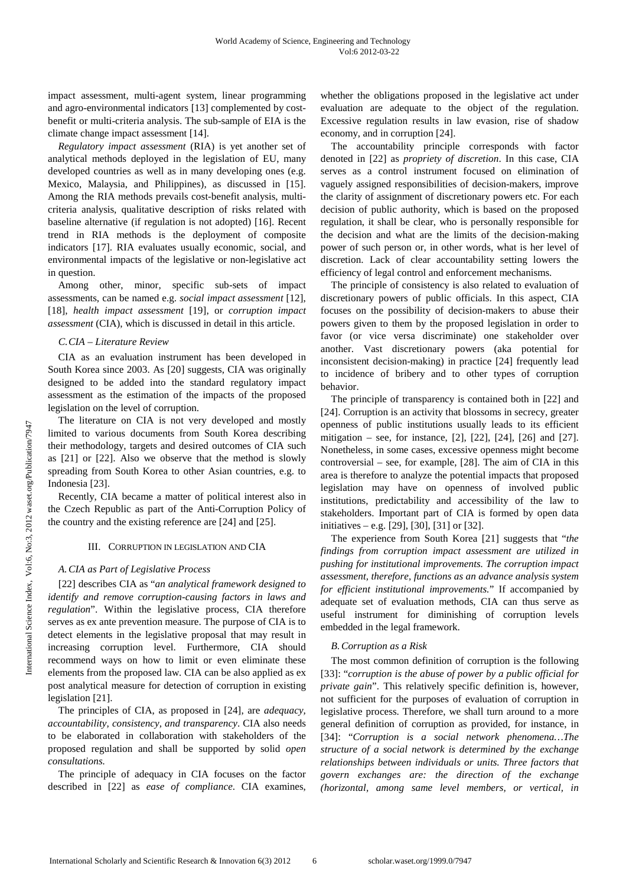impact assessment, multi-agent system, linear programming and agro-environmental indicators [13] complemented by cost-benefit or multi-criteria analysis. The sub-sample of EIA is the climate change impact assessment [14].

*Regulatory impact assessment* (RIA) is yet another set of analytical methods deployed in the legislation of EU, many developed countries as well as in many developing ones (e.g. Mexico, Malaysia, and Philippines), as discussed in [15]. Among the RIA methods prevails cost-benefit analysis, multi-criteria analysis, qualitative description of risks related with baseline alternative (if regulation is not adopted) [16]. Recent trend in RIA methods is the deployment of composite indicators [17]. RIA evaluates usually economic, social, and environmental impacts of the legislative or non-legislative act in question.

Among other, minor, specific sub-sets of impact assessments, can be named e.g. *social impact assessment* [12], [18], *health impact assessment* [19], or *corruption impact assessment* (CIA), which is discussed in detail in this article.

### C. CIA – Literature Review

CIA as an evaluation instrument has been developed in South Korea since 2003. As [20] suggests, CIA was originally designed to be added into the standard regulatory impact assessment as the estimation of the impacts of the proposed legislation on the level of corruption.

The literature on CIA is not very developed and mostly limited to various documents from South Korea describing their methodology, targets and desired outcomes of CIA such as [21] or [22]. Also we observe that the method is slowly spreading from South Korea to other Asian countries, e.g. to Indonesia [23].

Recently, CIA became a matter of political interest also in the Czech Republic as part of the Anti-Corruption Policy of the country and the existing reference are [24] and [25].

## III. Corruption in Legislation and CIA

### A. CIA as Part of Legislative Process

[22] describes CIA as "*an analytical framework designed to identify and remove corruption-causing factors in laws and regulation*". Within the legislative process, CIA therefore serves as ex ante prevention measure. The purpose of CIA is to detect elements in the legislative proposal that may result in increasing corruption level. Furthermore, CIA should recommend ways on how to limit or even eliminate these elements from the proposed law. CIA can be also applied as ex post analytical measure for detection of corruption in existing legislation [21].

The principles of CIA, as proposed in [24], are *adequacy, accountability, consistency, and transparency*. CIA also needs to be elaborated in collaboration with stakeholders of the proposed regulation and shall be supported by solid *open consultations.*

The principle of adequacy in CIA focuses on the factor described in [22] as *ease of compliance*. CIA examines, whether the obligations proposed in the legislative act under evaluation are adequate to the object of the regulation. Excessive regulation results in law evasion, rise of shadow economy, and in corruption [24].

The accountability principle corresponds with factor denoted in [22] as *propriety of discretion*. In this case, CIA serves as a control instrument focused on elimination of vaguely assigned responsibilities of decision-makers, improve the clarity of assignment of discretionary powers etc. For each decision of public authority, which is based on the proposed regulation, it shall be clear, who is personally responsible for the decision and what are the limits of the decision-making power of such person or, in other words, what is her level of discretion. Lack of clear accountability setting lowers the efficiency of legal control and enforcement mechanisms.

The principle of consistency is also related to evaluation of discretionary powers of public officials. In this aspect, CIA focuses on the possibility of decision-makers to abuse their powers given to them by the proposed legislation in order to favor (or vice versa discriminate) one stakeholder over another. Vast discretionary powers (aka potential for inconsistent decision-making) in practice [24] frequently lead to incidence of bribery and to other types of corruption behavior.

The principle of transparency is contained both in [22] and [24]. Corruption is an activity that blossoms in secrecy, greater openness of public institutions usually leads to its efficient mitigation – see, for instance, [2], [22], [24], [26] and [27]. Nonetheless, in some cases, excessive openness might become controversial – see, for example, [28]. The aim of CIA in this area is therefore to analyze the potential impacts that proposed legislation may have on openness of involved public institutions, predictability and accessibility of the law to stakeholders. Important part of CIA is formed by open data initiatives – e.g. [29], [30], [31] or [32].

The experience from South Korea [21] suggests that "*the findings from corruption impact assessment are utilized in pushing for institutional improvements. The corruption impact assessment, therefore, functions as an advance analysis system for efficient institutional improvements.*" If accompanied by adequate set of evaluation methods, CIA can thus serve as useful instrument for diminishing of corruption levels embedded in the legal framework.

### B. Corruption as a Risk

The most common definition of corruption is the following [33]: "*corruption is the abuse of power by a public official for private gain*". This relatively specific definition is, however, not sufficient for the purposes of evaluation of corruption in legislative process. Therefore, we shall turn around to a more general definition of corruption as provided, for instance, in [34]: "*Corruption is a social network phenomena…The structure of a social network is determined by the exchange relationships between individuals or units. Three factors that govern exchanges are: the direction of the exchange (horizontal, among same level members, or vertical, in*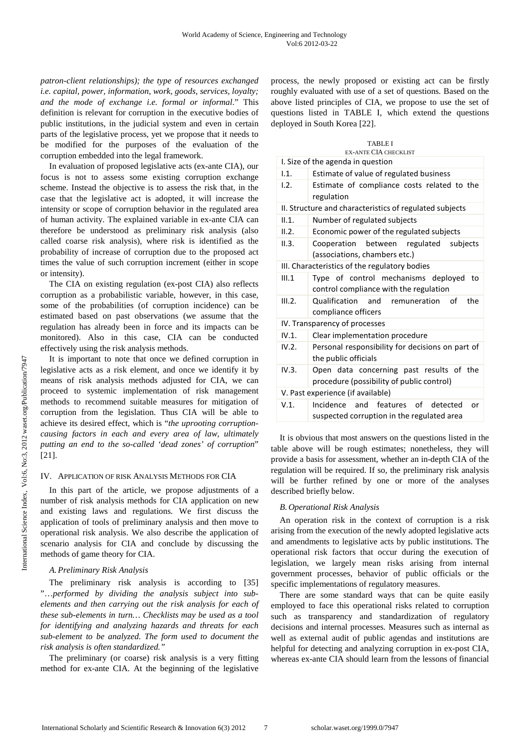*patron-client relationships); the type of resources exchanged i.e. capital, power, information, work, goods, services, loyalty; and the mode of exchange i.e. formal or informal.*" This definition is relevant for corruption in the executive bodies of public institutions, in the judicial system and even in certain parts of the legislative process, yet we propose that it needs to be modified for the purposes of the evaluation of the corruption embedded into the legal framework.

In evaluation of proposed legislative acts (ex-ante CIA), our focus is not to assess some existing corruption exchange scheme. Instead the objective is to assess the risk that, in the case that the legislative act is adopted, it will increase the intensity or scope of corruption behavior in the regulated area of human activity. The explained variable in ex-ante CIA can therefore be understood as preliminary risk analysis (also called coarse risk analysis), where risk is identified as the probability of increase of corruption due to the proposed act times the value of such corruption increment (either in scope or intensity).

The CIA on existing regulation (ex-post CIA) also reflects corruption as a probabilistic variable, however, in this case, some of the probabilities (of corruption incidence) can be estimated based on past observations (we assume that the regulation has already been in force and its impacts can be monitored). Also in this case, CIA can be conducted effectively using the risk analysis methods.

It is important to note that once we defined corruption in legislative acts as a risk element, and once we identify it by means of risk analysis methods adjusted for CIA, we can proceed to systemic implementation of risk management methods to recommend suitable measures for mitigation of corruption from the legislation. Thus CIA will be able to achieve its desired effect, which is "*the uprooting corruption-causing factors in each and every area of law, ultimately putting an end to the so-called 'dead zones' of corruption*" [21].

## IV. Application of Risk Analysis Methods for CIA

In this part of the article, we propose adjustments of a number of risk analysis methods for CIA application on new and existing laws and regulations. We first discuss the application of tools of preliminary analysis and then move to operational risk analysis. We also describe the application of scenario analysis for CIA and conclude by discussing the methods of game theory for CIA.

### *A. Preliminary Risk Analysis*

The preliminary risk analysis is according to [35] "*…performed by dividing the analysis subject into sub-elements and then carrying out the risk analysis for each of these sub-elements in turn… Checklists may be used as a tool for identifying and analyzing hazards and threats for each sub-element to be analyzed. The form used to document the risk analysis is often standardized.*"

The preliminary (or coarse) risk analysis is a very fitting method for ex-ante CIA. At the beginning of the legislative process, the newly proposed or existing act can be firstly roughly evaluated with use of a set of questions. Based on the above listed principles of CIA, we propose to use the set of questions listed in TABLE I, which extend the questions deployed in South Korea [22].

TABLE I
EX-ANTE CIA CHECKLIST

| I. Size of the agenda in question | |
|---|---|
| I.1. | Estimate of value of regulated business |
| I.2. | Estimate of compliance costs related to the regulation |
| II. Structure and characteristics of regulated subjects | |
| II.1. | Number of regulated subjects |
| II.2. | Economic power of the regulated subjects |
| II.3. | Cooperation between regulated subjects (associations, chambers etc.) |
| III. Characteristics of the regulatory bodies | |
| III.1 | Type of control mechanisms deployed to control compliance with the regulation |
| III.2. | Qualification and remuneration of the compliance officers |
| IV. Transparency of processes | |
| IV.1. | Clear implementation procedure |
| IV.2. | Personal responsibility for decisions on part of the public officials |
| IV.3. | Open data concerning past results of the procedure (possibility of public control) |
| V. Past experience (if available) | |
| V.1. | Incidence and features of detected or suspected corruption in the regulated area |

It is obvious that most answers on the questions listed in the table above will be rough estimates; nonetheless, they will provide a basis for assessment, whether an in-depth CIA of the regulation will be required. If so, the preliminary risk analysis will be further refined by one or more of the analyses described briefly below.

### *B. Operational Risk Analysis*

An operation risk in the context of corruption is a risk arising from the execution of the newly adopted legislative acts and amendments to legislative acts by public institutions. The operational risk factors that occur during the execution of legislation, we largely mean risks arising from internal government processes, behavior of public officials or the specific implementations of regulatory measures.

There are some standard ways that can be quite easily employed to face this operational risks related to corruption such as transparency and standardization of regulatory decisions and internal processes. Measures such as internal as well as external audit of public agendas and institutions are helpful for detecting and analyzing corruption in ex-post CIA, whereas ex-ante CIA should learn from the lessons of financial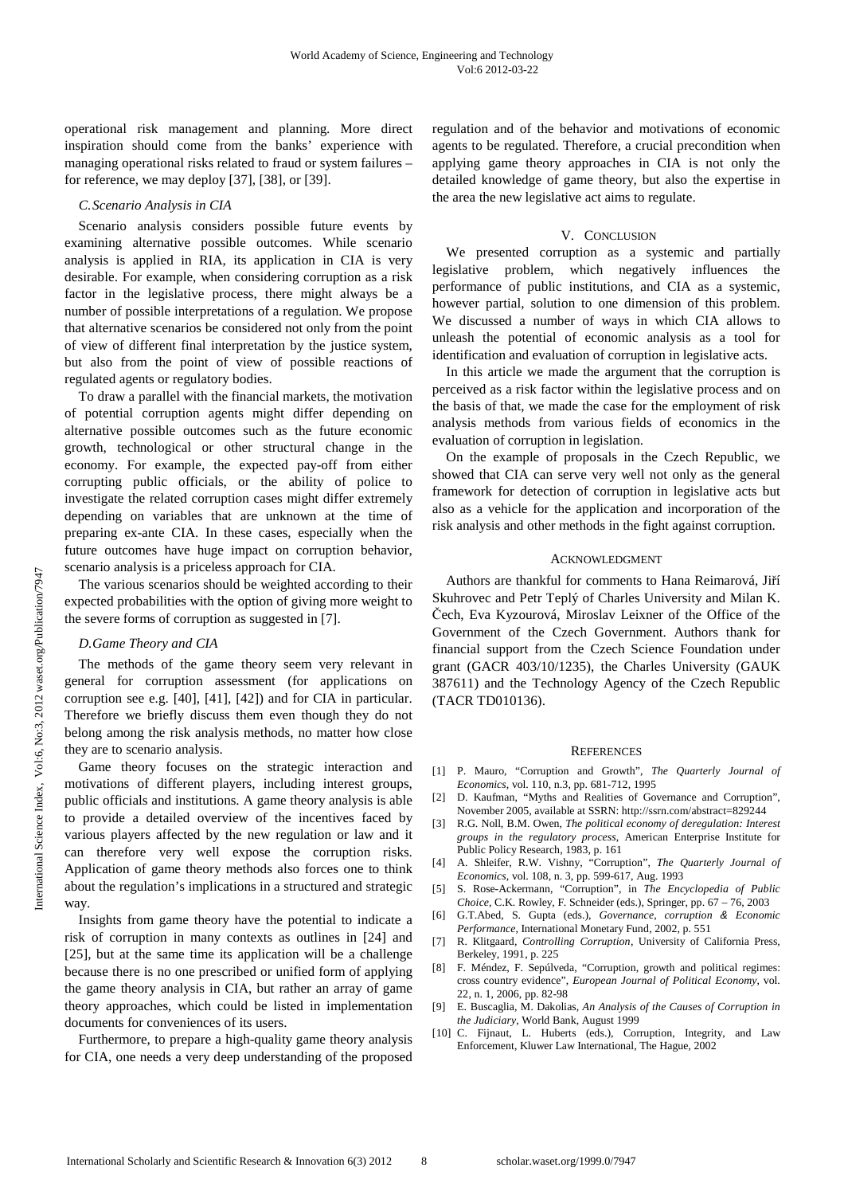operational risk management and planning. More direct inspiration should come from the banks' experience with managing operational risks related to fraud or system failures – for reference, we may deploy [37], [38], or [39].

### *C. Scenario Analysis in CIA*

Scenario analysis considers possible future events by examining alternative possible outcomes. While scenario analysis is applied in RIA, its application in CIA is very desirable. For example, when considering corruption as a risk factor in the legislative process, there might always be a number of possible interpretations of a regulation. We propose that alternative scenarios be considered not only from the point of view of different final interpretation by the justice system, but also from the point of view of possible reactions of regulated agents or regulatory bodies.

To draw a parallel with the financial markets, the motivation of potential corruption agents might differ depending on alternative possible outcomes such as the future economic growth, technological or other structural change in the economy. For example, the expected pay-off from either corrupting public officials, or the ability of police to investigate the related corruption cases might differ extremely depending on variables that are unknown at the time of preparing ex-ante CIA. In these cases, especially when the future outcomes have huge impact on corruption behavior, scenario analysis is a priceless approach for CIA.

The various scenarios should be weighted according to their expected probabilities with the option of giving more weight to the severe forms of corruption as suggested in [7].

### *D. Game Theory and CIA*

The methods of the game theory seem very relevant in general for corruption assessment (for applications on corruption see e.g. [40], [41], [42]) and for CIA in particular. Therefore we briefly discuss them even though they do not belong among the risk analysis methods, no matter how close they are to scenario analysis.

Game theory focuses on the strategic interaction and motivations of different players, including interest groups, public officials and institutions. A game theory analysis is able to provide a detailed overview of the incentives faced by various players affected by the new regulation or law and it can therefore very well expose the corruption risks. Application of game theory methods also forces one to think about the regulation's implications in a structured and strategic way.

Insights from game theory have the potential to indicate a risk of corruption in many contexts as outlines in [24] and [25], but at the same time its application will be a challenge because there is no one prescribed or unified form of applying the game theory analysis in CIA, but rather an array of game theory approaches, which could be listed in implementation documents for conveniences of its users.

Furthermore, to prepare a high-quality game theory analysis for CIA, one needs a very deep understanding of the proposed regulation and of the behavior and motivations of economic agents to be regulated. Therefore, a crucial precondition when applying game theory approaches in CIA is not only the detailed knowledge of game theory, but also the expertise in the area the new legislative act aims to regulate.

## V. Conclusion

We presented corruption as a systemic and partially legislative problem, which negatively influences the performance of public institutions, and CIA as a systemic, however partial, solution to one dimension of this problem. We discussed a number of ways in which CIA allows to unleash the potential of economic analysis as a tool for identification and evaluation of corruption in legislative acts.

In this article we made the argument that the corruption is perceived as a risk factor within the legislative process and on the basis of that, we made the case for the employment of risk analysis methods from various fields of economics in the evaluation of corruption in legislation.

On the example of proposals in the Czech Republic, we showed that CIA can serve very well not only as the general framework for detection of corruption in legislative acts but also as a vehicle for the application and incorporation of the risk analysis and other methods in the fight against corruption.

## Acknowledgment

Authors are thankful for comments to Hana Reimarová, Jiří Skuhrovec and Petr Teplý of Charles University and Milan K. Čech, Eva Kyzourová, Miroslav Leixner of the Office of the Government of the Czech Government. Authors thank for financial support from the Czech Science Foundation under grant (GACR 403/10/1235), the Charles University (GAUK 387611) and the Technology Agency of the Czech Republic (TACR TD010136).

## References

[1] P. Mauro, "Corruption and Growth", *The Quarterly Journal of Economics*, vol. 110, n.3, pp. 681-712, 1995

[2] D. Kaufman, "Myths and Realities of Governance and Corruption", November 2005, available at SSRN: http://ssrn.com/abstract=829244

[3] R.G. Noll, B.M. Owen, *The political economy of deregulation: Interest groups in the regulatory process*, American Enterprise Institute for Public Policy Research, 1983, p. 161

[4] A. Shleifer, R.W. Vishny, "Corruption", *The Quarterly Journal of Economics*, vol. 108, n. 3, pp. 599-617, Aug. 1993

[5] S. Rose-Ackermann, "Corruption", in *The Encyclopedia of Public Choice*, C.K. Rowley, F. Schneider (eds.), Springer, pp. 67 – 76, 2003

[6] G.T.Abed, S. Gupta (eds.), *Governance, corruption & Economic Performance*, International Monetary Fund, 2002, p. 551

[7] R. Klitgaard, *Controlling Corruption*, University of California Press, Berkeley, 1991, p. 225

[8] F. Méndez, F. Sepúlveda, "Corruption, growth and political regimes: cross country evidence", *European Journal of Political Economy*, vol. 22, n. 1, 2006, pp. 82-98

[9] E. Buscaglia, M. Dakolias, *An Analysis of the Causes of Corruption in the Judiciary*, World Bank, August 1999

[10] C. Fijnaut, L. Huberts (eds.), Corruption, Integrity, and Law Enforcement, Kluwer Law International, The Hague, 2002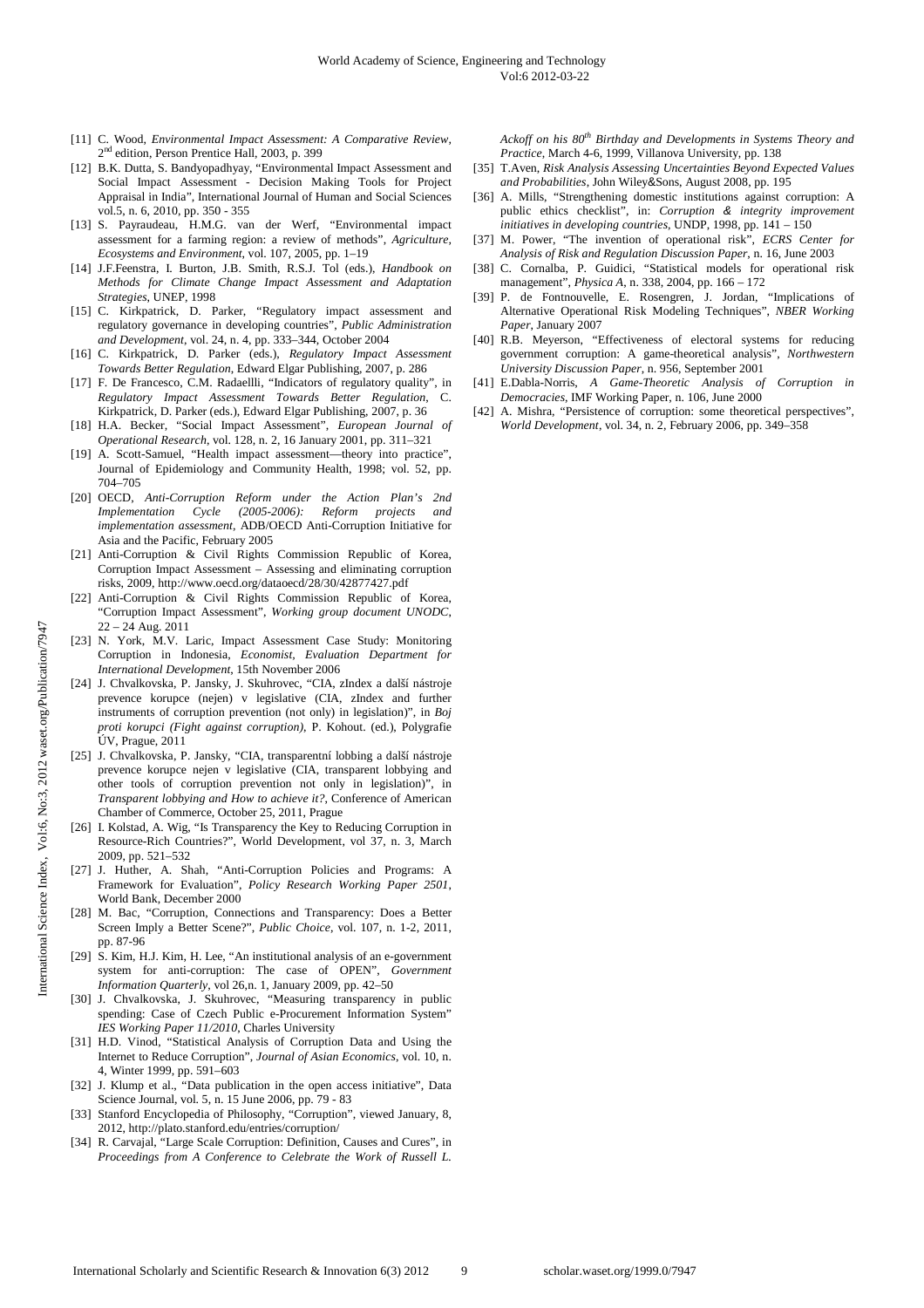[11] C. Wood, *Environmental Impact Assessment: A Comparative Review*, 2nd edition, Person Prentice Hall, 2003, p. 399

[12] B.K. Dutta, S. Bandyopadhyay, "Environmental Impact Assessment and Social Impact Assessment - Decision Making Tools for Project Appraisal in India", International Journal of Human and Social Sciences vol.5, n. 6, 2010, pp. 350 - 355

[13] S. Payraudeau, H.M.G. van der Werf, "Environmental impact assessment for a farming region: a review of methods", *Agriculture, Ecosystems and Environment*, vol. 107, 2005, pp. 1–19

[14] J.F.Feenstra, I. Burton, J.B. Smith, R.S.J. Tol (eds.), *Handbook on Methods for Climate Change Impact Assessment and Adaptation Strategies*, UNEP, 1998

[15] C. Kirkpatrick, D. Parker, "Regulatory impact assessment and regulatory governance in developing countries", *Public Administration and Development*, vol. 24, n. 4, pp. 333–344, October 2004

[16] C. Kirkpatrick, D. Parker (eds.), *Regulatory Impact Assessment Towards Better Regulation*, Edward Elgar Publishing, 2007, p. 286

[17] F. De Francesco, C.M. Radaellli, "Indicators of regulatory quality", in *Regulatory Impact Assessment Towards Better Regulation*, C. Kirkpatrick, D. Parker (eds.), Edward Elgar Publishing, 2007, p. 36

[18] H.A. Becker, "Social Impact Assessment", *European Journal of Operational Research*, vol. 128, n. 2, 16 January 2001, pp. 311–321

[19] A. Scott-Samuel, "Health impact assessment—theory into practice", Journal of Epidemiology and Community Health, 1998; vol. 52, pp. 704–705

[20] OECD, *Anti-Corruption Reform under the Action Plan's 2nd Implementation Cycle (2005-2006): Reform projects and implementation assessment*, ADB/OECD Anti-Corruption Initiative for Asia and the Pacific, February 2005

[21] Anti-Corruption & Civil Rights Commission Republic of Korea, Corruption Impact Assessment – Assessing and eliminating corruption risks, 2009, http://www.oecd.org/dataoecd/28/30/42877427.pdf

[22] Anti-Corruption & Civil Rights Commission Republic of Korea, "Corruption Impact Assessment", *Working group document UNODC*, 22 – 24 Aug. 2011

[23] N. York, M.V. Laric, Impact Assessment Case Study: Monitoring Corruption in Indonesia, *Economist, Evaluation Department for International Development*, 15th November 2006

[24] J. Chvalkovska, P. Jansky, J. Skuhrovec, "CIA, zIndex a další nástroje prevence korupce (nejen) v legislative (CIA, zIndex and further instruments of corruption prevention (not only) in legislation)", in *Boj proti korupci (Fight against corruption)*, P. Kohout. (ed.), Polygrafie ÚV, Prague, 2011

[25] J. Chvalkovska, P. Jansky, "CIA, transparentní lobbing a další nástroje prevence korupce nejen v legislative (CIA, transparent lobbying and other tools of corruption prevention not only in legislation)", in *Transparent lobbying and How to achieve it?*, Conference of American Chamber of Commerce, October 25, 2011, Prague

[26] I. Kolstad, A. Wig, "Is Transparency the Key to Reducing Corruption in Resource-Rich Countries?", World Development, vol 37, n. 3, March 2009, pp. 521–532

[27] J. Huther, A. Shah, "Anti-Corruption Policies and Programs: A Framework for Evaluation", *Policy Research Working Paper 2501*, World Bank, December 2000

[28] M. Bac, "Corruption, Connections and Transparency: Does a Better Screen Imply a Better Scene?", *Public Choice*, vol. 107, n. 1-2, 2011, pp. 87-96

[29] S. Kim, H.J. Kim, H. Lee, "An institutional analysis of an e-government system for anti-corruption: The case of OPEN", *Government Information Quarterly*, vol 26,n. 1, January 2009, pp. 42–50

[30] J. Chvalkovska, J. Skuhrovec, "Measuring transparency in public spending: Case of Czech Public e-Procurement Information System" *IES Working Paper 11/2010*, Charles University

[31] H.D. Vinod, "Statistical Analysis of Corruption Data and Using the Internet to Reduce Corruption", *Journal of Asian Economics*, vol. 10, n. 4, Winter 1999, pp. 591–603

[32] J. Klump et al., "Data publication in the open access initiative", Data Science Journal, vol. 5, n. 15 June 2006, pp. 79 - 83

[33] Stanford Encyclopedia of Philosophy, "Corruption", viewed January, 8, 2012, http://plato.stanford.edu/entries/corruption/

[34] R. Carvajal, "Large Scale Corruption: Definition, Causes and Cures", in *Proceedings from A Conference to Celebrate the Work of Russell L. Ackoff on his 80th Birthday and Developments in Systems Theory and Practice*, March 4-6, 1999, Villanova University, pp. 138

[35] T.Aven, *Risk Analysis Assessing Uncertainties Beyond Expected Values and Probabilities*, John Wiley&Sons, August 2008, pp. 195

[36] A. Mills, "Strengthening domestic institutions against corruption: A public ethics checklist", in: *Corruption & integrity improvement initiatives in developing countries*, UNDP, 1998, pp. 141 – 150

[37] M. Power, "The invention of operational risk", *ECRS Center for Analysis of Risk and Regulation Discussion Paper*, n. 16, June 2003

[38] C. Cornalba, P. Guidici, "Statistical models for operational risk management", *Physica A*, n. 338, 2004, pp. 166 – 172

[39] P. de Fontnouvelle, E. Rosengren, J. Jordan, "Implications of Alternative Operational Risk Modeling Techniques", *NBER Working Paper*, January 2007

[40] R.B. Meyerson, "Effectiveness of electoral systems for reducing government corruption: A game-theoretical analysis", *Northwestern University Discussion Paper*, n. 956, September 2001

[41] E.Dabla-Norris, *A Game-Theoretic Analysis of Corruption in Democracies*, IMF Working Paper, n. 106, June 2000

[42] A. Mishra, "Persistence of corruption: some theoretical perspectives", *World Development*, vol. 34, n. 2, February 2006, pp. 349–358